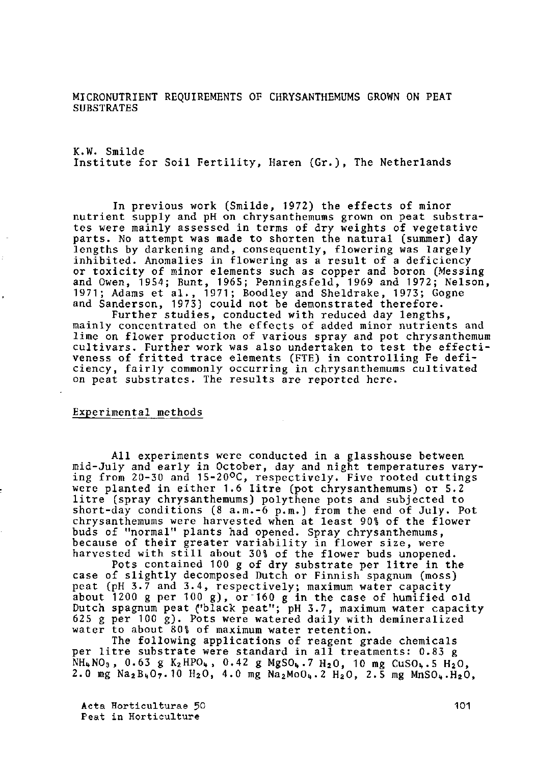# MICRONUTRIENT REQUIREMENTS OF CHRYSANTHEMUMS GROWN ON PEAT SUBSTRATES

K.W. Smilde
Institute for Soil Fertility, Haren (Gr.), The Netherlands

In previous work (Smilde, 1972) the effects of minor nutrient supply and pH on chrysanthemums grown on peat substrates were mainly assessed in terms of dry weights of vegetative parts. No attempt was made to shorten the natural (summer) day lengths by darkening and, consequently, flowering was largely inhibited. Anomalies in flowering as a result of a deficiency or toxicity of minor elements such as copper and boron (Messing and Owen, 1954; Bunt, 1965; Penningsfeld, 1969 and 1972; Nelson, 1971; Adams et al., 1971; Boodley and Sheldrake, 1973; Gogne and Sanderson, 1973) could not be demonstrated therefore.

Further studies, conducted with reduced day lengths, mainly concentrated on the effects of added minor nutrients and lime on flower production of various spray and pot chrysanthemum cultivars. Further work was also undertaken to test the effectiveness of fritted trace elements (FTE) in controlling Fe deficiency, fairly commonly occurring in chrysanthemums cultivated on peat substrates. The results are reported here.

## Experimental methods

All experiments were conducted in a glasshouse between mid-July and early in October, day and night temperatures varying from 20-30 and 15-20°C, respectively. Five rooted cuttings were planted in either 1.6 litre (pot chrysanthemums) or 5.2 litre (spray chrysanthemums) polythene pots and subjected to short-day conditions (8 a.m.-6 p.m.) from the end of July. Pot chrysanthemums were harvested when at least 90% of the flower buds of "normal" plants had opened. Spray chrysanthemums, because of their greater variability in flower size, were harvested with still about 30% of the flower buds unopened.

Pots contained 100 g of dry substrate per litre in the case of slightly decomposed Dutch or Finnish spagnum (moss) peat (pH 3.7 and 3.4, respectively; maximum water capacity about 1200 g per 100 g), or 160 g in the case of humified old Dutch spagnum peat ("black peat"; pH 3.7, maximum water capacity 625 g per 100 g). Pots were watered daily with demineralized water to about 80% of maximum water retention.

The following applications of reagent grade chemicals per litre substrate were standard in all treatments: 0.83 g $NH_4NO_3$, 0.63 g $K_2HPO_4$, 0.42 g $MgSO_4.7\,H_2O$, 10 mg $CuSO_4.5\,H_2O$, 2.0 mg $Na_2B_4O_7.10\,H_2O$, 4.0 mg $Na_2MoO_4.2\,H_2O$, 2.5 mg $MnSO_4.H_2O$,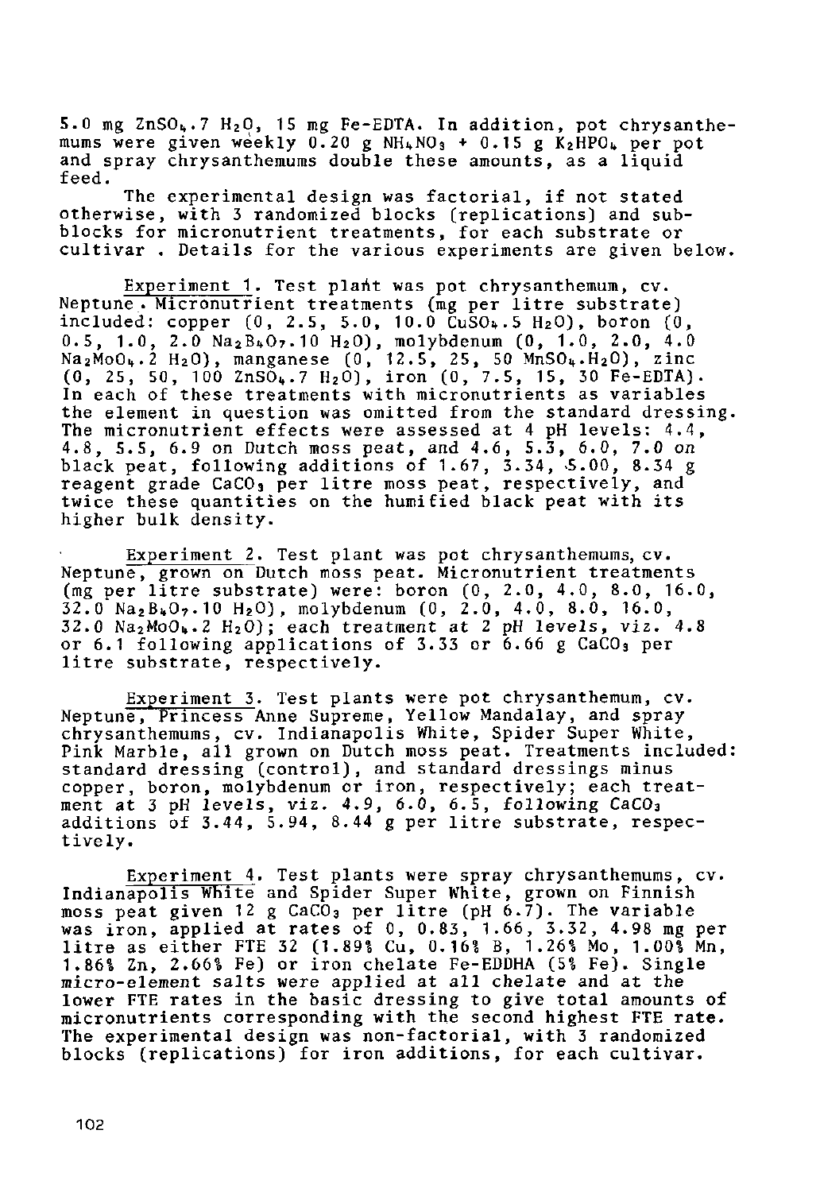5.0 mg $ZnSO_4.7\ H_2O$, 15 mg Fe-EDTA. In addition, pot chrysanthemums were given weekly 0.20 g $NH_4NO_3$ + 0.15 g $K_2HPO_4$ per pot and spray chrysanthemums double these amounts, as a liquid feed.

The experimental design was factorial, if not stated otherwise, with 3 randomized blocks (replications) and sub-blocks for micronutrient treatments, for each substrate or cultivar. Details for the various experiments are given below.

Experiment 1. Test plant was pot chrysanthemum, cv. Neptune. Micronutrient treatments (mg per litre substrate) included: copper (0, 2.5, 5.0, 10.0 $CuSO_4.5\ H_2O$), boron (0, 0.5, 1.0, 2.0 $Na_2B_4O_7.10\ H_2O$), molybdenum (0, 1.0, 2.0, 4.0 $Na_2MoO_4.2\ H_2O$), manganese (0, 12.5, 25, 50 $MnSO_4.H_2O$), zinc (0, 25, 50, 100 $ZnSO_4.7\ H_2O$), iron (0, 7.5, 15, 30 Fe-EDTA). In each of these treatments with micronutrients as variables the element in question was omitted from the standard dressing. The micronutrient effects were assessed at 4 pH levels: 4.4, 4.8, 5.5, 6.9 on Dutch moss peat, and 4.6, 5.3, 6.0, 7.0 on black peat, following additions of 1.67, 3.34, 5.00, 8.34 g reagent grade $CaCO_3$ per litre moss peat, respectively, and twice these quantities on the humified black peat with its higher bulk density.

Experiment 2. Test plant was pot chrysanthemums, cv. Neptune, grown on Dutch moss peat. Micronutrient treatments (mg per litre substrate) were: boron (0, 2.0, 4.0, 8.0, 16.0, 32.0 $Na_2B_4O_7.10\ H_2O$), molybdenum (0, 2.0, 4.0, 8.0, 16.0, 32.0 $Na_2MoO_4.2\ H_2O$); each treatment at 2 pH levels, viz. 4.8 or 6.1 following applications of 3.33 or 6.66 g $CaCO_3$ per litre substrate, respectively.

Experiment 3. Test plants were pot chrysanthemum, cv. Neptune, Princess Anne Supreme, Yellow Mandalay, and spray chrysanthemums, cv. Indianapolis White, Spider Super White, Pink Marble, all grown on Dutch moss peat. Treatments included: standard dressing (control), and standard dressings minus copper, boron, molybdenum or iron, respectively; each treatment at 3 pH levels, viz. 4.9, 6.0, 6.5, following $CaCO_3$ additions of 3.44, 5.94, 8.44 g per litre substrate, respectively.

Experiment 4. Test plants were spray chrysanthemums, cv. Indianapolis White and Spider Super White, grown on Finnish moss peat given 12 g $CaCO_3$ per litre (pH 6.7). The variable was iron, applied at rates of 0, 0.83, 1.66, 3.32, 4.98 mg per litre as either FTE 32 (1.89% Cu, 0.16% B, 1.26% Mo, 1.00% Mn, 1.86% Zn, 2.66% Fe) or iron chelate Fe-EDDHA (5% Fe). Single micro-element salts were applied at all chelate and at the lower FTE rates in the basic dressing to give total amounts of micronutrients corresponding with the second highest FTE rate. The experimental design was non-factorial, with 3 randomized blocks (replications) for iron additions, for each cultivar.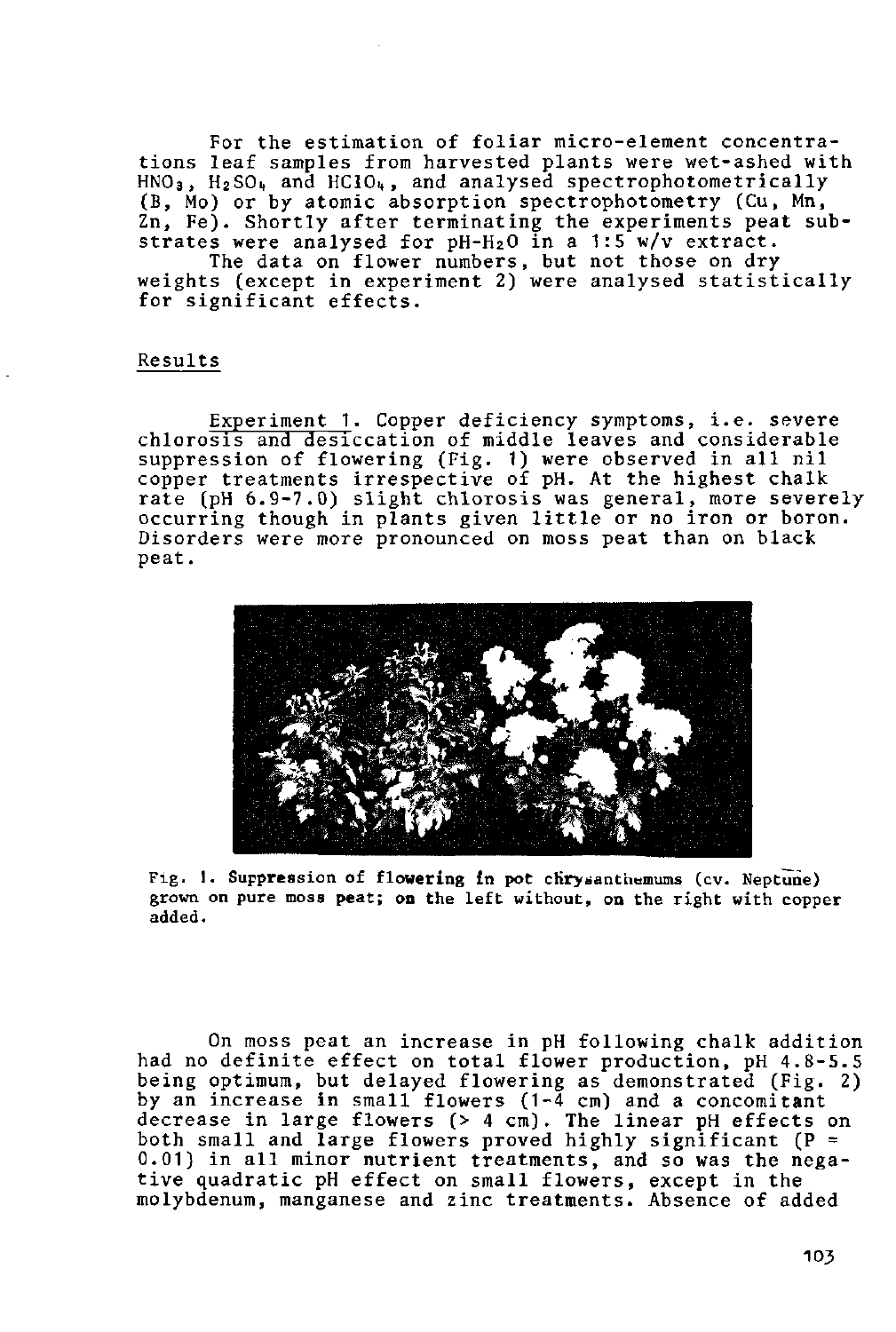For the estimation of foliar micro-element concentrations leaf samples from harvested plants were wet-ashed with $HNO_3$, $H_2SO_4$ and $HClO_4$, and analysed spectrophotometrically (B, Mo) or by atomic absorption spectrophotometry (Cu, Mn, Zn, Fe). Shortly after terminating the experiments peat substrates were analysed for pH-$H_2O$ in a 1:5 w/v extract.

The data on flower numbers, but not those on dry weights (except in experiment 2) were analysed statistically for significant effects.

## Results

Experiment 1. Copper deficiency symptoms, i.e. severe chlorosis and desiccation of middle leaves and considerable suppression of flowering (Fig. 1) were observed in all nil copper treatments irrespective of pH. At the highest chalk rate (pH 6.9-7.0) slight chlorosis was general, more severely occurring though in plants given little or no iron or boron. Disorders were more pronounced on moss peat than on black peat.

Fig. 1. Suppression of flowering in pot chrysanthemums (cv. Neptune) grown on pure moss peat; on the left without, on the right with copper added.

On moss peat an increase in pH following chalk addition had no definite effect on total flower production, pH 4.8-5.5 being optimum, but delayed flowering as demonstrated (Fig. 2) by an increase in small flowers (1-4 cm) and a concomitant decrease in large flowers (> 4 cm). The linear pH effects on both small and large flowers proved highly significant ($P = 0.01$) in all minor nutrient treatments, and so was the negative quadratic pH effect on small flowers, except in the molybdenum, manganese and zinc treatments. Absence of added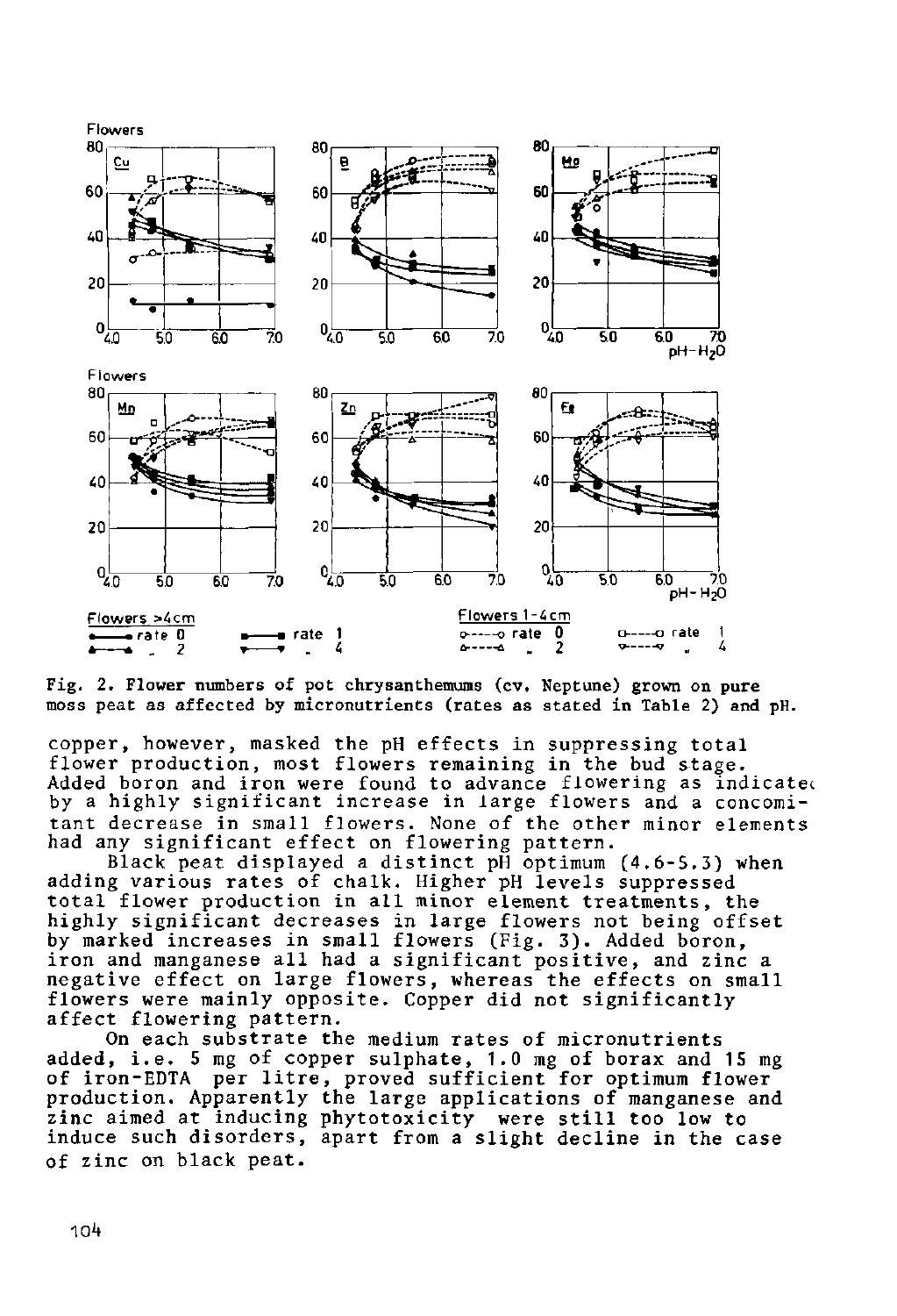Fig. 2. Flower numbers of pot chrysanthemums (cv. Neptune) grown on pure moss peat as affected by micronutrients (rates as stated in Table 2) and pH.

copper, however, masked the pH effects in suppressing total flower production, most flowers remaining in the bud stage. Added boron and iron were found to advance flowering as indicated by a highly significant increase in large flowers and a concomitant decrease in small flowers. None of the other minor elements had any significant effect on flowering pattern.

Black peat displayed a distinct pH optimum (4.6-5.3) when adding various rates of chalk. Higher pH levels suppressed total flower production in all minor element treatments, the highly significant decreases in large flowers not being offset by marked increases in small flowers (Fig. 3). Added boron, iron and manganese all had a significant positive, and zinc a negative effect on large flowers, whereas the effects on small flowers were mainly opposite. Copper did not significantly affect flowering pattern.

On each substrate the medium rates of micronutrients added, i.e. 5 mg of copper sulphate, 1.0 mg of borax and 15 mg of iron-EDTA per litre, proved sufficient for optimum flower production. Apparently the large applications of manganese and zinc aimed at inducing phytotoxicity were still too low to induce such disorders, apart from a slight decline in the case of zinc on black peat.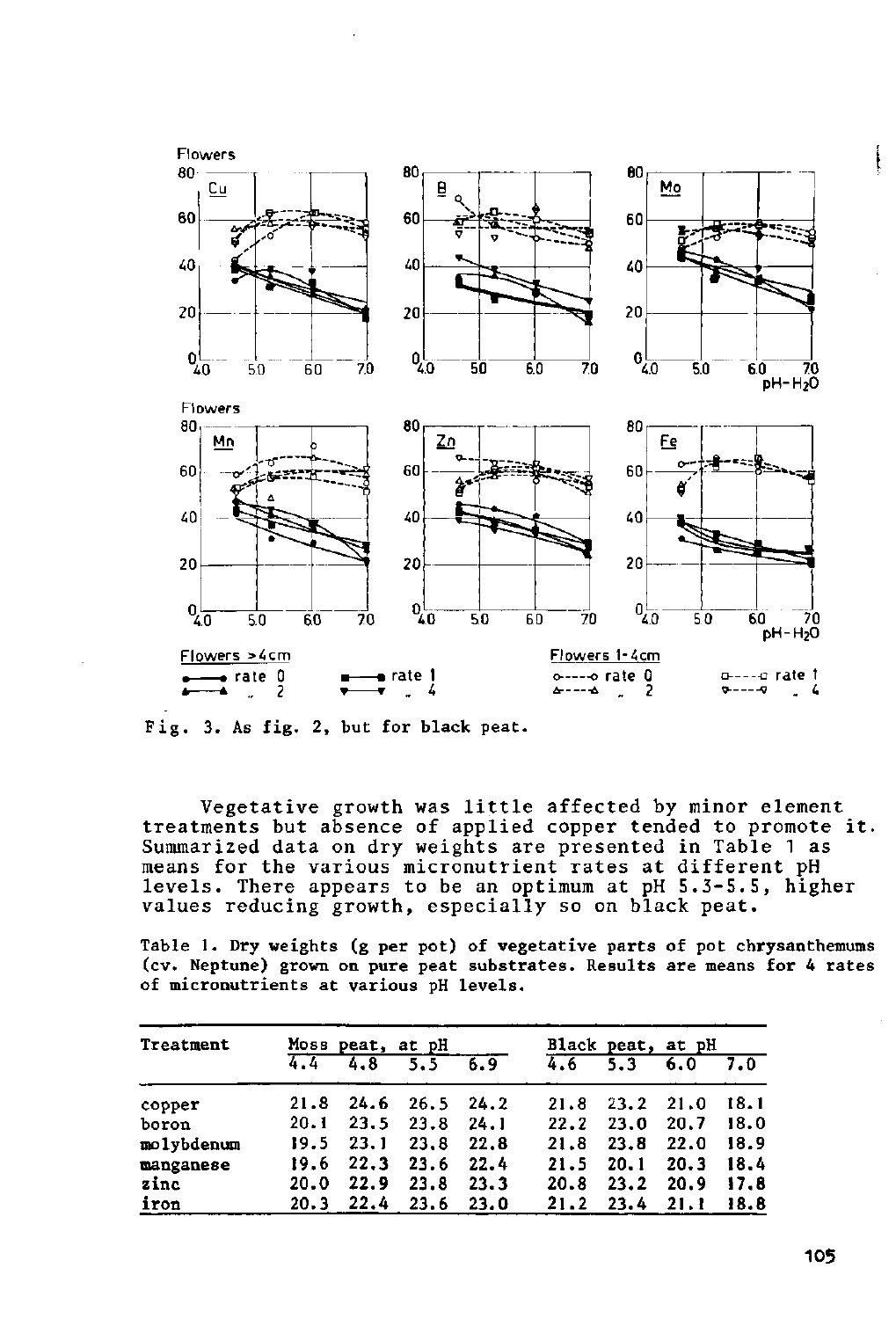Fig. 3. As fig. 2, but for black peat.

Vegetative growth was little affected by minor element treatments but absence of applied copper tended to promote it. Summarized data on dry weights are presented in Table 1 as means for the various micronutrient rates at different pH levels. There appears to be an optimum at pH 5.3-5.5, higher values reducing growth, especially so on black peat.

Table 1. Dry weights (g per pot) of vegetative parts of pot chrysanthemums (cv. Neptune) grown on pure peat substrates. Results are means for 4 rates of micronutrients at various pH levels.

| Treatment | Moss peat, at pH | | | | Black peat, at pH | | | |
|---|---|---|---|---|---|---|---|---|
| | 4.4 | 4.8 | 5.5 | 6.9 | 4.6 | 5.3 | 6.0 | 7.0 |
| copper | 21.8 | 24.6 | 26.5 | 24.2 | 21.8 | 23.2 | 21.0 | 18.1 |
| boron | 20.1 | 23.5 | 23.8 | 24.1 | 22.2 | 23.0 | 20.7 | 18.0 |
| molybdenum | 19.5 | 23.1 | 23.8 | 22.8 | 21.8 | 23.8 | 22.0 | 18.9 |
| manganese | 19.6 | 22.3 | 23.6 | 22.4 | 21.5 | 20.1 | 20.3 | 18.4 |
| zinc | 20.0 | 22.9 | 23.8 | 23.3 | 20.8 | 23.2 | 20.9 | 17.8 |
| iron | 20.3 | 22.4 | 23.6 | 23.0 | 21.2 | 23.4 | 21.1 | 18.8 |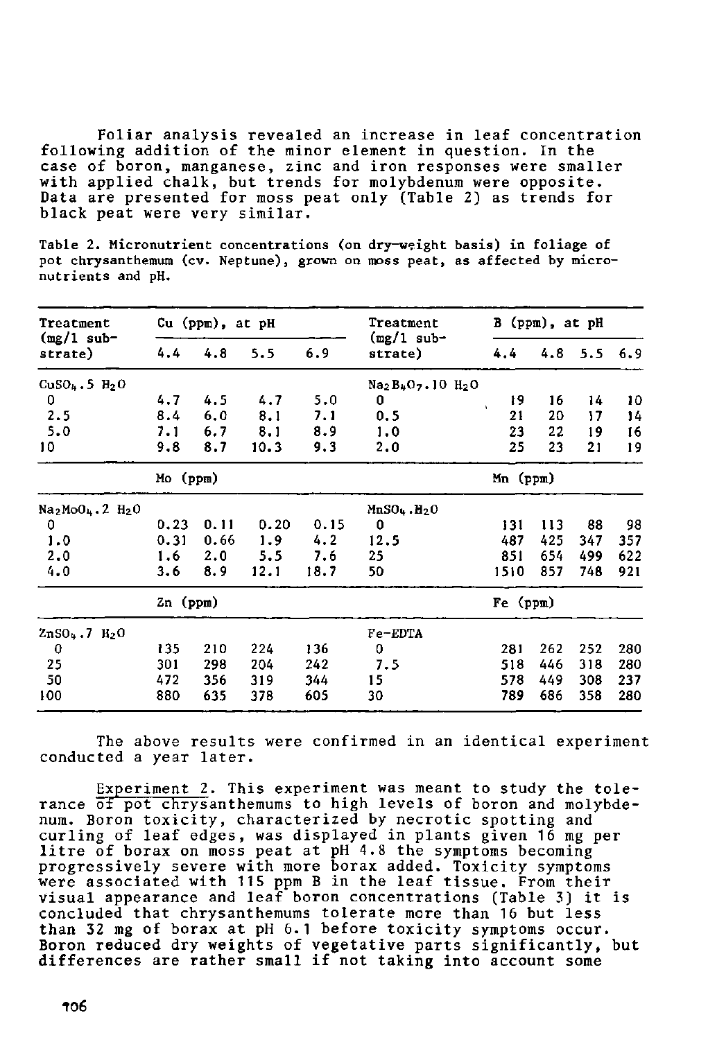Foliar analysis revealed an increase in leaf concentration following addition of the minor element in question. In the case of boron, manganese, zinc and iron responses were smaller with applied chalk, but trends for molybdenum were opposite. Data are presented for moss peat only (Table 2) as trends for black peat were very similar.

Table 2. Micronutrient concentrations (on dry-weight basis) in foliage of pot chrysanthemum (cv. Neptune), grown on moss peat, as affected by micronutrients and pH.

| Treatment (mg/l substrate) | Cu (ppm), at pH | | | | Treatment (mg/l substrate) | B (ppm), at pH | | | |
|---|---|---|---|---|---|---|---|---|---|
| | 4.4 | 4.8 | 5.5 | 6.9 | | 4.4 | 4.8 | 5.5 | 6.9 |
| $CuSO_4.5\ H_2O$ | | | | | $Na_2B_4O_7.10\ H_2O$ | | | | |
| 0 | 4.7 | 4.5 | 4.7 | 5.0 | 0 | 19 | 16 | 14 | 10 |
| 2.5 | 8.4 | 6.0 | 8.1 | 7.1 | 0.5 | 21 | 20 | 17 | 14 |
| 5.0 | 7.1 | 6.7 | 8.1 | 8.9 | 1.0 | 23 | 22 | 19 | 16 |
| 10 | 9.8 | 8.7 | 10.3 | 9.3 | 2.0 | 25 | 23 | 21 | 19 |
| | Mo (ppm) | | | | | Mn (ppm) | | | |
| $Na_2MoO_4.2\ H_2O$ | | | | | $MnSO_4.H_2O$ | | | | |
| 0 | 0.23 | 0.11 | 0.20 | 0.15 | 0 | 131 | 113 | 88 | 98 |
| 1.0 | 0.31 | 0.66 | 1.9 | 4.2 | 12.5 | 487 | 425 | 347 | 357 |
| 2.0 | 1.6 | 2.0 | 5.5 | 7.6 | 25 | 851 | 654 | 499 | 622 |
| 4.0 | 3.6 | 8.9 | 12.1 | 18.7 | 50 | 1510 | 857 | 748 | 921 |
| | Zn (ppm) | | | | | Fe (ppm) | | | |
| $ZnSO_4.7\ H_2O$ | | | | | Fe-EDTA | | | | |
| 0 | 135 | 210 | 224 | 136 | 0 | 281 | 262 | 252 | 280 |
| 25 | 301 | 298 | 204 | 242 | 7.5 | 518 | 446 | 318 | 280 |
| 50 | 472 | 356 | 319 | 344 | 15 | 578 | 449 | 308 | 237 |
| 100 | 880 | 635 | 378 | 605 | 30 | 789 | 686 | 358 | 280 |

The above results were confirmed in an identical experiment conducted a year later.

Experiment 2. This experiment was meant to study the tolerance of pot chrysanthemums to high levels of boron and molybdenum. Boron toxicity, characterized by necrotic spotting and curling of leaf edges, was displayed in plants given 16 mg per litre of borax on moss peat at pH 4.8 the symptoms becoming progressively severe with more borax added. Toxicity symptoms were associated with 115 ppm B in the leaf tissue. From their visual appearance and leaf boron concentrations (Table 3) it is concluded that chrysanthemums tolerate more than 16 but less than 32 mg of borax at pH 6.1 before toxicity symptoms occur. Boron reduced dry weights of vegetative parts significantly, but differences are rather small if not taking into account some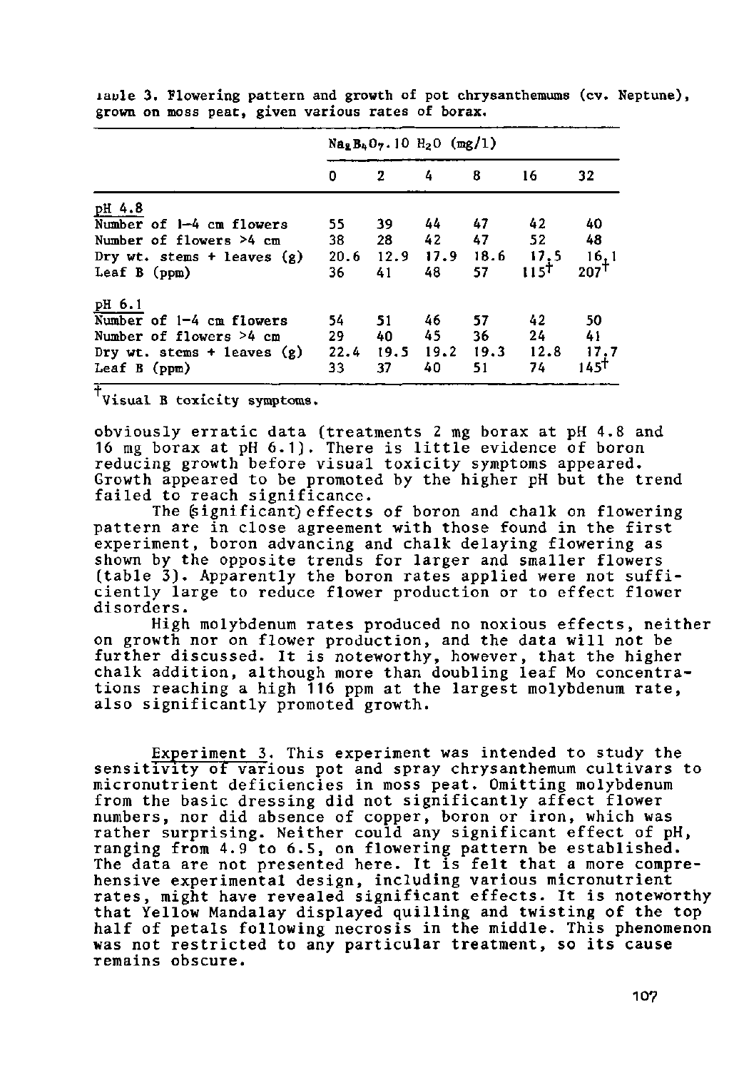Table 3. Flowering pattern and growth of pot chrysanthemums (cv. Neptune), grown on moss peat, given various rates of borax.

| | $Na_2B_4O_7.10\ H_2O$ (mg/l) | | | | | |
|---|---|---|---|---|---|---|
| | 0 | 2 | 4 | 8 | 16 | 32 |
| pH 4.8 | | | | | | |
| Number of 1–4 cm flowers | 55 | 39 | 44 | 47 | 42 | 40 |
| Number of flowers >4 cm | 38 | 28 | 42 | 47 | 52 | 48 |
| Dry wt. stems + leaves (g) | 20.6 | 12.9 | 17.9 | 18.6 | 17.5 | 16.1 |
| Leaf B (ppm) | 36 | 41 | 48 | 57 | 115† | 207† |
| pH 6.1 | | | | | | |
| Number of 1–4 cm flowers | 54 | 51 | 46 | 57 | 42 | 50 |
| Number of flowers >4 cm | 29 | 40 | 45 | 36 | 24 | 41 |
| Dry wt. stems + leaves (g) | 22.4 | 19.5 | 19.2 | 19.3 | 12.8 | 17.7 |
| Leaf B (ppm) | 33 | 37 | 40 | 51 | 74 | 145† |

†Visual B toxicity symptoms.

obviously erratic data (treatments 2 mg borax at pH 4.8 and 16 mg borax at pH 6.1). There is little evidence of boron reducing growth before visual toxicity symptoms appeared. Growth appeared to be promoted by the higher pH but the trend failed to reach significance.

The (significant) effects of boron and chalk on flowering pattern are in close agreement with those found in the first experiment, boron advancing and chalk delaying flowering as shown by the opposite trends for larger and smaller flowers (table 3). Apparently the boron rates applied were not sufficiently large to reduce flower production or to effect flower disorders.

High molybdenum rates produced no noxious effects, neither on growth nor on flower production, and the data will not be further discussed. It is noteworthy, however, that the higher chalk addition, although more than doubling leaf Mo concentrations reaching a high 116 ppm at the largest molybdenum rate, also significantly promoted growth.

Experiment 3. This experiment was intended to study the sensitivity of various pot and spray chrysanthemum cultivars to micronutrient deficiencies in moss peat. Omitting molybdenum from the basic dressing did not significantly affect flower numbers, nor did absence of copper, boron or iron, which was rather surprising. Neither could any significant effect of pH, ranging from 4.9 to 6.5, on flowering pattern be established. The data are not presented here. It is felt that a more comprehensive experimental design, including various micronutrient rates, might have revealed significant effects. It is noteworthy that Yellow Mandalay displayed quilling and twisting of the top half of petals following necrosis in the middle. This phenomenon was not restricted to any particular treatment, so its cause remains obscure.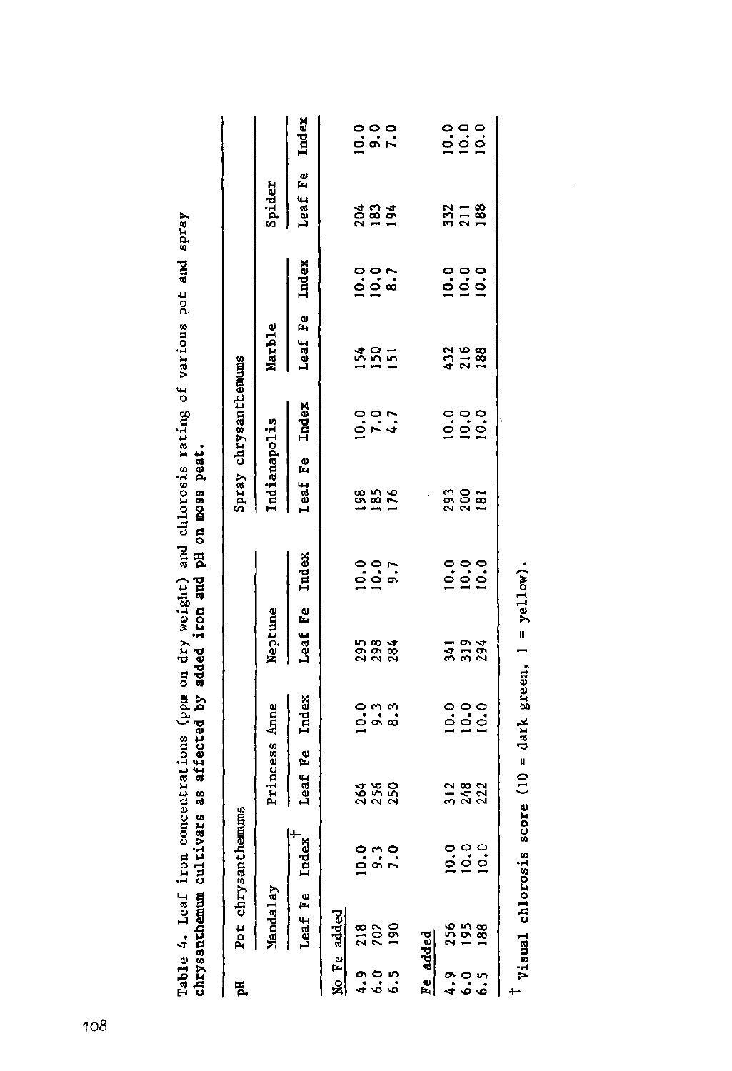Table 4. Leaf iron concentrations (ppm on dry weight) and chlorosis rating of various pot and spray chrysanthemum cultivars as affected by added iron and pH on moss peat.

| pH | Pot chrysanthemums | | | | | | Spray chrysanthemums | | | | | |
|---|---|---|---|---|---|---|---|---|---|---|---|---|
| | Mandalay | | Princess Anne | | Neptune | | Indianapolis | | Marble | | Spider | |
| | Leaf Fe | Index[†] | Leaf Fe | Index | Leaf Fe | Index | Leaf Fe | Index | Leaf Fe | Index | Leaf Fe | Index |
| No Fe added | | | | | | | | | | | | |
| 4.9 | 218 | 10.0 | 264 | 10.0 | 295 | 10.0 | 198 | 10.0 | 154 | 10.0 | 204 | 10.0 |
| 6.0 | 202 | 9.3 | 256 | 9.3 | 298 | 10.0 | 185 | 7.0 | 150 | 10.0 | 183 | 9.0 |
| 6.5 | 190 | 7.0 | 250 | 8.3 | 284 | 9.7 | 176 | 4.7 | 151 | 8.7 | 194 | 7.0 |
| Fe added | | | | | | | | | | | | |
| 4.9 | 256 | 10.0 | 312 | 10.0 | 341 | 10.0 | 293 | 10.0 | 432 | 10.0 | 332 | 10.0 |
| 6.0 | 195 | 10.0 | 248 | 10.0 | 319 | 10.0 | 200 | 10.0 | 216 | 10.0 | 211 | 10.0 |
| 6.5 | 188 | 10.0 | 222 | 10.0 | 294 | 10.0 | 181 | 10.0 | 188 | 10.0 | 188 | 10.0 |

[†] Visual chlorosis score (10 = dark green, 1 = yellow).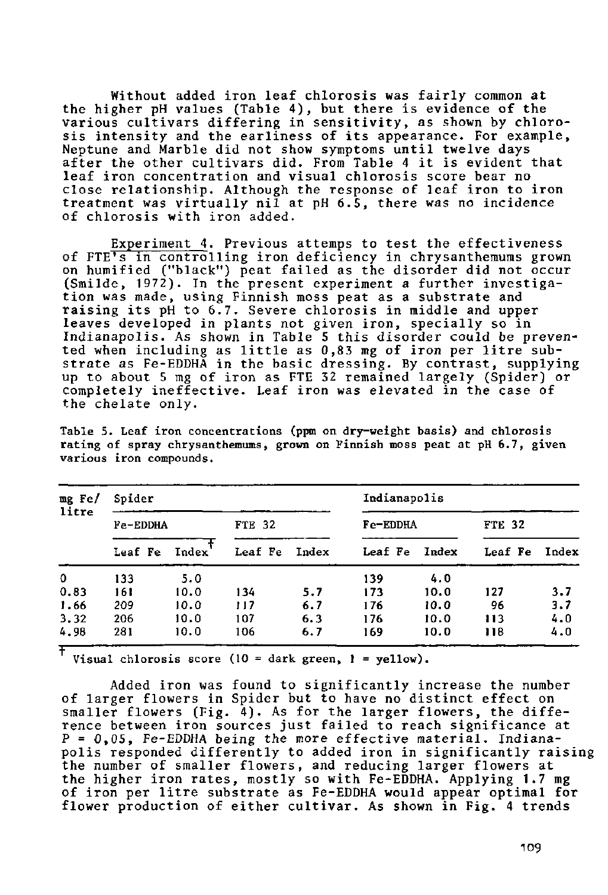Without added iron leaf chlorosis was fairly common at the higher pH values (Table 4), but there is evidence of the various cultivars differing in sensitivity, as shown by chlorosis intensity and the earliness of its appearance. For example, Neptune and Marble did not show symptoms until twelve days after the other cultivars did. From Table 4 it is evident that leaf iron concentration and visual chlorosis score bear no close relationship. Although the response of leaf iron to iron treatment was virtually nil at pH 6.5, there was no incidence of chlorosis with iron added.

Experiment 4. Previous attemps to test the effectiveness of FTE's in controlling iron deficiency in chrysanthemums grown on humified ("black") peat failed as the disorder did not occur (Smilde, 1972). In the present experiment a further investigation was made, using Finnish moss peat as a substrate and raising its pH to 6.7. Severe chlorosis in middle and upper leaves developed in plants not given iron, specially so in Indianapolis. As shown in Table 5 this disorder could be prevented when including as little as 0,83 mg of iron per litre substrate as Fe-EDDHA in the basic dressing. By contrast, supplying up to about 5 mg of iron as FTE 32 remained largely (Spider) or completely ineffective. Leaf iron was elevated in the case of the chelate only.

Table 5. Leaf iron concentrations (ppm on dry-weight basis) and chlorosis rating of spray chrysanthemums, grown on Finnish moss peat at pH 6.7, given various iron compounds.

| mg Fe/ litre | Spider | | | | Indianapolis | | | |
|---|---|---|---|---|---|---|---|---|
| | Fe-EDDHA | | FTE 32 | | Fe-EDDHA | | FTE 32 | |
| | Leaf Fe | Index[†] | Leaf Fe | Index | Leaf Fe | Index | Leaf Fe | Index |
| 0 | 133 | 5.0 | | | 139 | 4.0 | | |
| 0.83 | 161 | 10.0 | 134 | 5.7 | 173 | 10.0 | 127 | 3.7 |
| 1.66 | 209 | 10.0 | 117 | 6.7 | 176 | 10.0 | 96 | 3.7 |
| 3.32 | 206 | 10.0 | 107 | 6.3 | 176 | 10.0 | 113 | 4.0 |
| 4.98 | 281 | 10.0 | 106 | 6.7 | 169 | 10.0 | 118 | 4.0 |

[†] Visual chlorosis score (10 = dark green, 1 = yellow).

Added iron was found to significantly increase the number of larger flowers in Spider but to have no distinct effect on smaller flowers (Fig. 4). As for the larger flowers, the difference between iron sources just failed to reach significance at $P = 0{,}05$, Fe-EDDHA being the more effective material. Indianapolis responded differently to added iron in significantly raising the number of smaller flowers, and reducing larger flowers at the higher iron rates, mostly so with Fe-EDDHA. Applying 1.7 mg of iron per litre substrate as Fe-EDDHA would appear optimal for flower production of either cultivar. As shown in Fig. 4 trends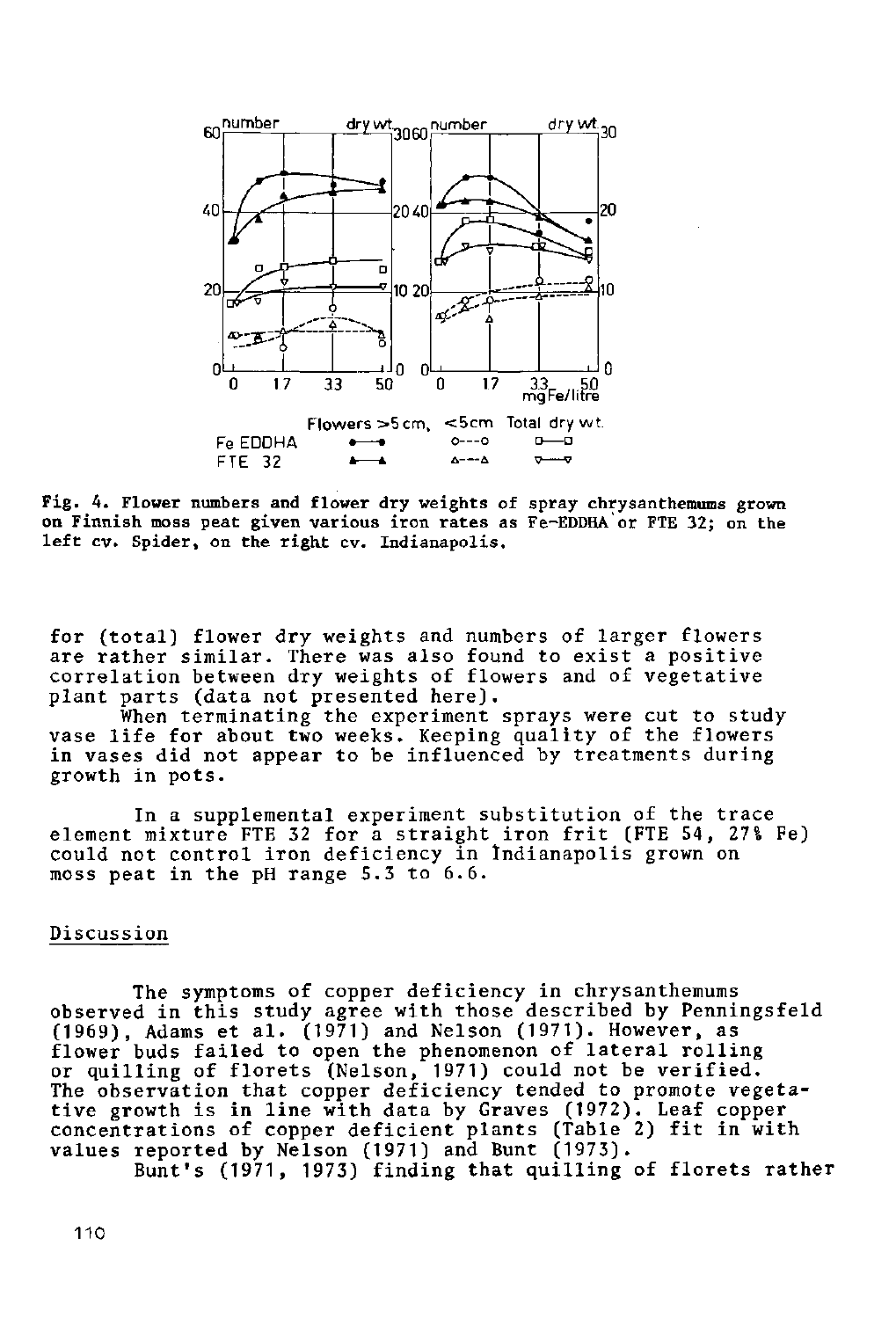Fig. 4. Flower numbers and flower dry weights of spray chrysanthemums grown on Finnish moss peat given various iron rates as Fe-EDDHA or FTE 32; on the left cv. Spider, on the right cv. Indianapolis.

for (total) flower dry weights and numbers of larger flowers are rather similar. There was also found to exist a positive correlation between dry weights of flowers and of vegetative plant parts (data not presented here).

When terminating the experiment sprays were cut to study vase life for about two weeks. Keeping quality of the flowers in vases did not appear to be influenced by treatments during growth in pots.

In a supplemental experiment substitution of the trace element mixture FTE 32 for a straight iron frit (FTE 54, 27% Fe) could not control iron deficiency in Indianapolis grown on moss peat in the pH range 5.3 to 6.6.

## Discussion

The symptoms of copper deficiency in chrysanthemums observed in this study agree with those described by Penningsfeld (1969), Adams et al. (1971) and Nelson (1971). However, as flower buds failed to open the phenomenon of lateral rolling or quilling of florets (Nelson, 1971) could not be verified. The observation that copper deficiency tended to promote vegetative growth is in line with data by Graves (1972). Leaf copper concentrations of copper deficient plants (Table 2) fit in with values reported by Nelson (1971) and Bunt (1973).

Bunt's (1971, 1973) finding that quilling of florets rather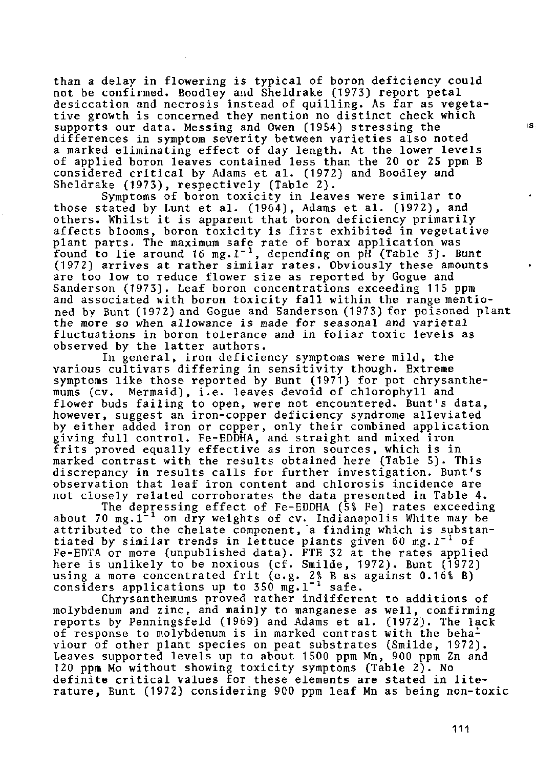than a delay in flowering is typical of boron deficiency could not be confirmed. Boodley and Sheldrake (1973) report petal desiccation and necrosis instead of quilling. As far as vegetative growth is concerned they mention no distinct check which supports our data. Messing and Owen (1954) stressing the differences in symptom severity between varieties also noted a marked eliminating effect of day length. At the lower levels of applied boron leaves contained less than the 20 or 25 ppm B considered critical by Adams et al. (1972) and Boodley and Sheldrake (1973), respectively (Table 2).

Symptoms of boron toxicity in leaves were similar to those stated by Lunt et al. (1964), Adams et al. (1972), and others. Whilst it is apparent that boron deficiency primarily affects blooms, boron toxicity is first exhibited in vegetative plant parts. The maximum safe rate of borax application was found to lie around 16 $mg.l^{-1}$, depending on pH (Table 3). Bunt (1972) arrives at rather similar rates. Obviously these amounts are too low to reduce flower size as reported by Gogue and Sanderson (1973). Leaf boron concentrations exceeding 115 ppm and associated with boron toxicity fall within the range mentioned by Bunt (1972) and Gogue and Sanderson (1973) for poisoned plant the more so when allowance is made for seasonal and varietal fluctuations in boron tolerance and in foliar toxic levels as observed by the latter authors.

In general, iron deficiency symptoms were mild, the various cultivars differing in sensitivity though. Extreme symptoms like those reported by Bunt (1971) for pot chrysanthemums (cv. Mermaid), i.e. leaves devoid of chlorophyll and flower buds failing to open, were not encountered. Bunt's data, however, suggest an iron-copper deficiency syndrome alleviated by either added iron or copper, only their combined application giving full control. Fe-EDDHA, and straight and mixed iron frits proved equally effective as iron sources, which is in marked contrast with the results obtained here (Table 5). This discrepancy in results calls for further investigation. Bunt's observation that leaf iron content and chlorosis incidence are not closely related corroborates the data presented in Table 4.

The depressing effect of Fe-EDDHA (5% Fe) rates exceeding about 70 $mg.l^{-1}$ on dry weights of cv. Indianapolis White may be attributed to the chelate component, a finding which is substantiated by similar trends in lettuce plants given 60 $mg.l^{-1}$ of Fe-EDTA or more (unpublished data). FTE 32 at the rates applied here is unlikely to be noxious (cf. Smilde, 1972). Bunt (1972) using a more concentrated frit (e.g. 2% B as against 0.16% B) considers applications up to 350 $mg.l^{-1}$ safe.

Chrysanthemums proved rather indifferent to additions of molybdenum and zinc, and mainly to manganese as well, confirming reports by Penningsfeld (1969) and Adams et al. (1972). The lack of response to molybdenum is in marked contrast with the behaviour of other plant species on peat substrates (Smilde, 1972). Leaves supported levels up to about 1500 ppm Mn, 900 ppm Zn and 120 ppm Mo without showing toxicity symptoms (Table 2). No definite critical values for these elements are stated in literature, Bunt (1972) considering 900 ppm leaf Mn as being non-toxic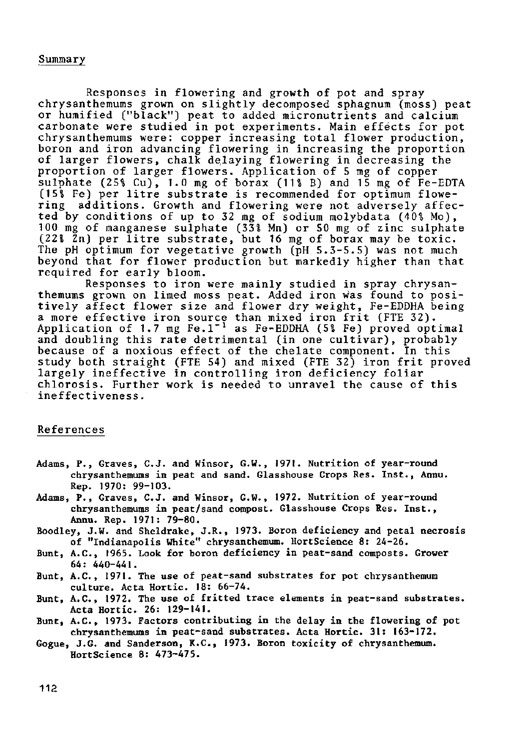## Summary

Responses in flowering and growth of pot and spray chrysanthemums grown on slightly decomposed sphagnum (moss) peat or humified ("black") peat to added micronutrients and calcium carbonate were studied in pot experiments. Main effects for pot chrysanthemums were: copper increasing total flower production, boron and iron advancing flowering in increasing the proportion of larger flowers, chalk delaying flowering in decreasing the proportion of larger flowers. Application of 5 mg of copper sulphate (25% Cu), 1.0 mg of borax (11% B) and 15 mg of Fe-EDTA (15% Fe) per litre substrate is recommended for optimum flowering additions. Growth and flowering were not adversely affected by conditions of up to 32 mg of sodium molybdata (40% Mo), 100 mg of manganese sulphate (33% Mn) or 50 mg of zinc sulphate (22% Zn) per litre substrate, but 16 mg of borax may be toxic. The pH optimum for vegetative growth (pH 5.3-5.5) was not much beyond that for flower production but markedly higher than that required for early bloom.

Responses to iron were mainly studied in spray chrysanthemums grown on limed moss peat. Added iron was found to positively affect flower size and flower dry weight, Fe-EDDHA being a more effective iron source than mixed iron frit (FTE 32). Application of 1.7 mg $Fe.l^{-1}$ as Fe-EDDHA (5% Fe) proved optimal and doubling this rate detrimental (in one cultivar), probably because of a noxious effect of the chelate component. In this study both straight (FTE 54) and mixed (FTE 32) iron frit proved largely ineffective in controlling iron deficiency foliar chlorosis. Further work is needed to unravel the cause of this ineffectiveness.

## References

Adams, P., Graves, C.J. and Winsor, G.W., 1971. Nutrition of year-round chrysanthemums in peat and sand. Glasshouse Crops Res. Inst., Annu. Rep. 1970: 99-103.

Adams, P., Graves, C.J. and Winsor, G.W., 1972. Nutrition of year-round chrysanthemums in peat/sand compost. Glasshouse Crops Res. Inst., Annu. Rep. 1971: 79-80.

Boodley, J.W. and Sheldrake, J.R., 1973. Boron deficiency and petal necrosis of "Indianapolis White" chrysanthemum. HortScience 8: 24-26.

Bunt, A.C., 1965. Look for boron deficiency in peat-sand composts. Grower 64: 440-441.

Bunt, A.C., 1971. The use of peat-sand substrates for pot chrysanthemum culture. Acta Hortic. 18: 66-74.

Bunt, A.C., 1972. The use of fritted trace elements in peat-sand substrates. Acta Hortic. 26: 129-141.

Bunt, A.C., 1973. Factors contributing in the delay in the flowering of pot chrysanthemums in peat-sand substrates. Acta Hortic. 31: 163-172.

Gogue, J.G. and Sanderson, K.C., 1973. Boron toxicity of chrysanthemum. HortScience 8: 473-475.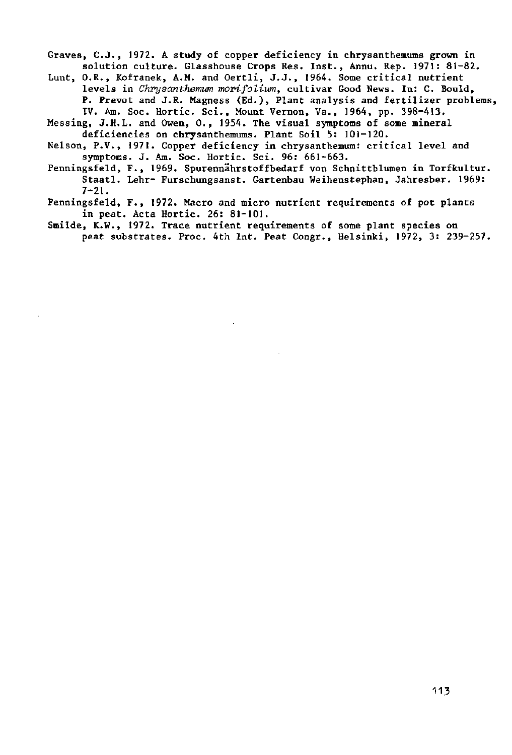Graves, C.J., 1972. A study of copper deficiency in chrysanthemums grown in solution culture. Glasshouse Crops Res. Inst., Annu. Rep. 1971: 81-82.

Lunt, O.R., Kofranek, A.M. and Oertli, J.J., 1964. Some critical nutrient levels in *Chrysanthemum morifolium*, cultivar Good News. In: C. Bould, P. Prevot and J.R. Magness (Ed.), Plant analysis and fertilizer problems, IV. Am. Soc. Hortic. Sci., Mount Vernon, Va., 1964, pp. 398-413.

Messing, J.H.L. and Owen, O., 1954. The visual symptoms of some mineral deficiencies on chrysanthemums. Plant Soil 5: 101-120.

Nelson, P.V., 1971. Copper deficiency in chrysanthemum: critical level and symptoms. J. Am. Soc. Hortic. Sci. 96: 661-663.

Penningsfeld, F., 1969. Spurennährstoffbedarf von Schnittblumen in Torfkultur. Staatl. Lehr- Furschungsanst. Gartenbau Weihenstephan, Jahresber. 1969: 7-21.

Penningsfeld, F., 1972. Macro and micro nutrient requirements of pot plants in peat. Acta Hortic. 26: 81-101.

Smilde, K.W., 1972. Trace nutrient requirements of some plant species on peat substrates. Proc. 4th Int. Peat Congr., Helsinki, 1972, 3: 239-257.